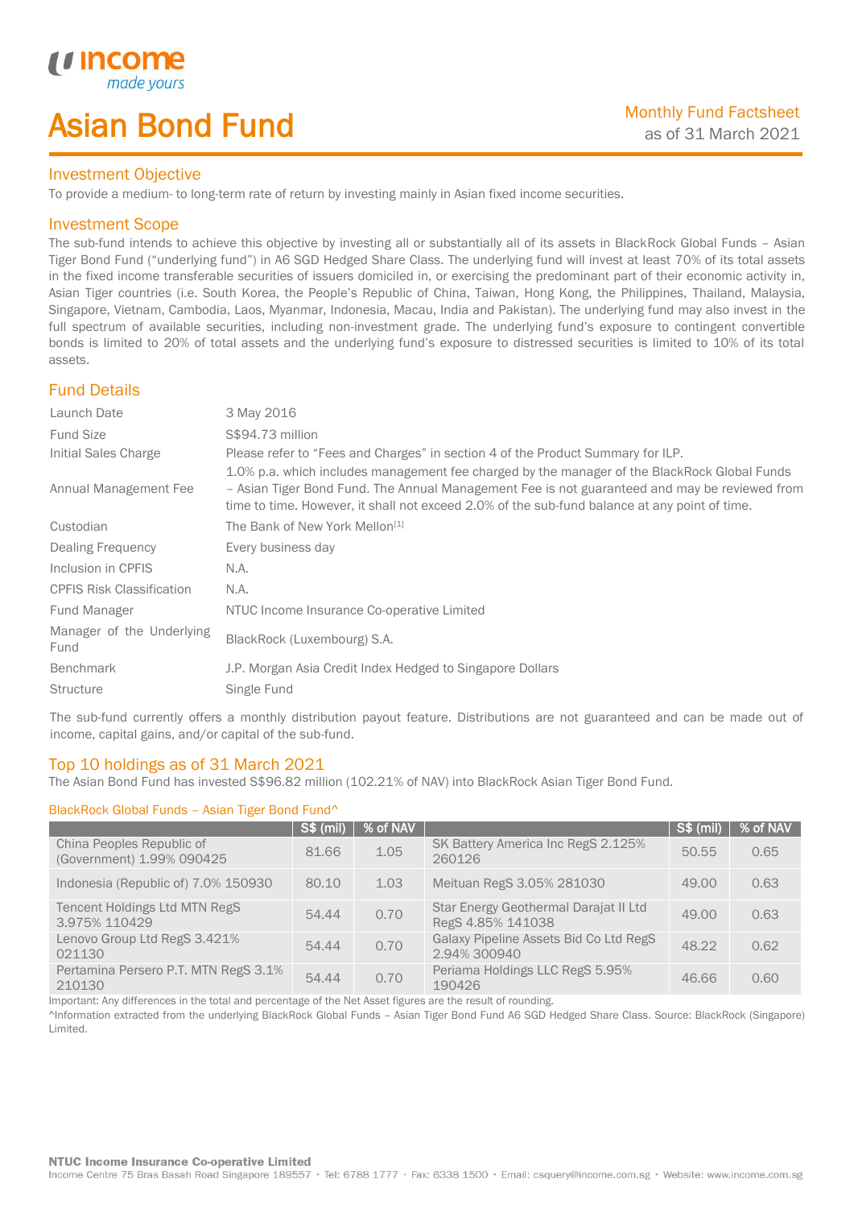# Asian Bond Fund

Monthly Fund Factsheet
as of 31 March 2021

## Investment Objective

To provide a medium- to long-term rate of return by investing mainly in Asian fixed income securities.

## Investment Scope

The sub-fund intends to achieve this objective by investing all or substantially all of its assets in BlackRock Global Funds – Asian Tiger Bond Fund ("underlying fund") in A6 SGD Hedged Share Class. The underlying fund will invest at least 70% of its total assets in the fixed income transferable securities of issuers domiciled in, or exercising the predominant part of their economic activity in, Asian Tiger countries (i.e. South Korea, the People's Republic of China, Taiwan, Hong Kong, the Philippines, Thailand, Malaysia, Singapore, Vietnam, Cambodia, Laos, Myanmar, Indonesia, Macau, India and Pakistan). The underlying fund may also invest in the full spectrum of available securities, including non-investment grade. The underlying fund's exposure to contingent convertible bonds is limited to 20% of total assets and the underlying fund's exposure to distressed securities is limited to 10% of its total assets.

## Fund Details

| | |
|---|---|
| Launch Date | 3 May 2016 |
| Fund Size | S$94.73 million |
| Initial Sales Charge | Please refer to "Fees and Charges" in section 4 of the Product Summary for ILP. |
| Annual Management Fee | 1.0% p.a. which includes management fee charged by the manager of the BlackRock Global Funds – Asian Tiger Bond Fund. The Annual Management Fee is not guaranteed and may be reviewed from time to time. However, it shall not exceed 2.0% of the sub-fund balance at any point of time. |
| Custodian | The Bank of New York Mellon[1] |
| Dealing Frequency | Every business day |
| Inclusion in CPFIS | N.A. |
| CPFIS Risk Classification | N.A. |
| Fund Manager | NTUC Income Insurance Co-operative Limited |
| Manager of the Underlying Fund | BlackRock (Luxembourg) S.A. |
| Benchmark | J.P. Morgan Asia Credit Index Hedged to Singapore Dollars |
| Structure | Single Fund |

The sub-fund currently offers a monthly distribution payout feature. Distributions are not guaranteed and can be made out of income, capital gains, and/or capital of the sub-fund.

## Top 10 holdings as of 31 March 2021

The Asian Bond Fund has invested S$96.82 million (102.21% of NAV) into BlackRock Asian Tiger Bond Fund.

BlackRock Global Funds – Asian Tiger Bond Fund^

| | S$ (mil) | % of NAV | | S$ (mil) | % of NAV |
|---|---|---|---|---|---|
| China Peoples Republic of (Government) 1.99% 090425 | 81.66 | 1.05 | SK Battery America Inc RegS 2.125% 260126 | 50.55 | 0.65 |
| Indonesia (Republic of) 7.0% 150930 | 80.10 | 1.03 | Meituan RegS 3.05% 281030 | 49.00 | 0.63 |
| Tencent Holdings Ltd MTN RegS 3.975% 110429 | 54.44 | 0.70 | Star Energy Geothermal Darajat II Ltd RegS 4.85% 141038 | 49.00 | 0.63 |
| Lenovo Group Ltd RegS 3.421% 021130 | 54.44 | 0.70 | Galaxy Pipeline Assets Bid Co Ltd RegS 2.94% 300940 | 48.22 | 0.62 |
| Pertamina Persero P.T. MTN RegS 3.1% 210130 | 54.44 | 0.70 | Periama Holdings LLC RegS 5.95% 190426 | 46.66 | 0.60 |

Important: Any differences in the total and percentage of the Net Asset figures are the result of rounding.

^Information extracted from the underlying BlackRock Global Funds – Asian Tiger Bond Fund A6 SGD Hedged Share Class. Source: BlackRock (Singapore) Limited.

**NTUC Income Insurance Co-operative Limited**
Income Centre 75 Bras Basah Road Singapore 189557 · Tel: 6788 1777 · Fax: 6338 1500 · Email: csquery@income.com.sg · Website: www.income.com.sg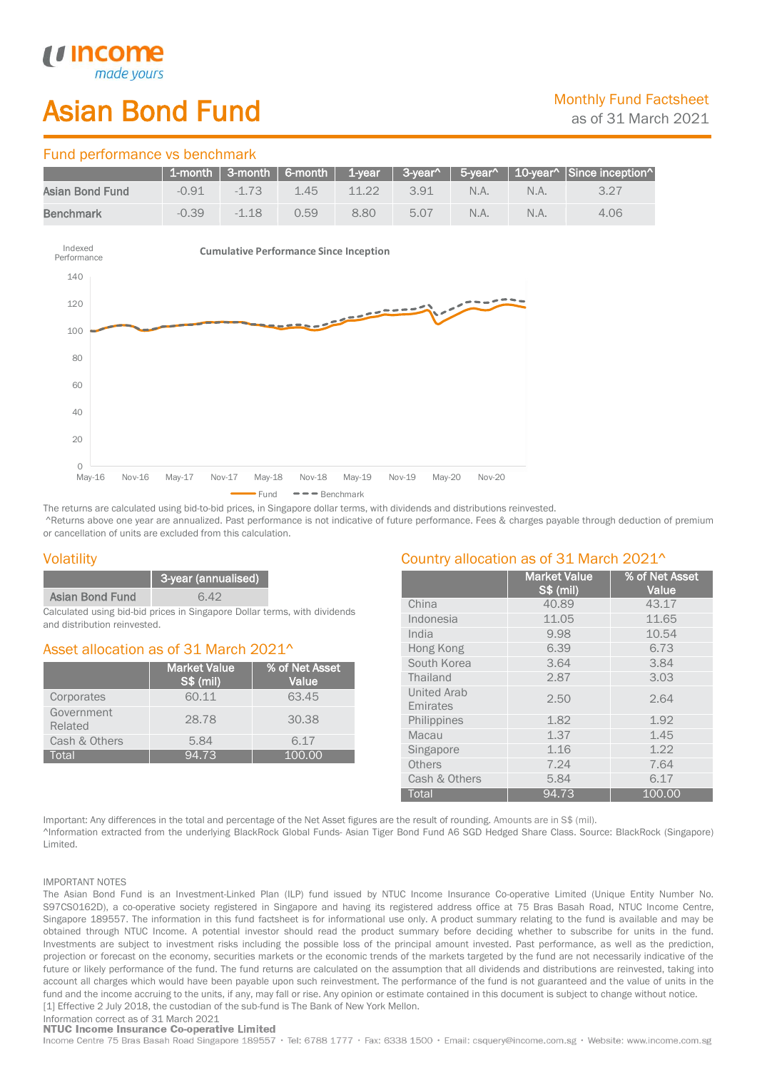# Asian Bond Fund

Monthly Fund Factsheet
as of 31 March 2021

## Fund performance vs benchmark

| | 1-month | 3-month | 6-month | 1-year | 3-year^ | 5-year^ | 10-year^ | Since inception^ |
|---|---|---|---|---|---|---|---|---|
| Asian Bond Fund | -0.91 | -1.73 | 1.45 | 11.22 | 3.91 | N.A. | N.A. | 3.27 |
| Benchmark | -0.39 | -1.18 | 0.59 | 8.80 | 5.07 | N.A. | N.A. | 4.06 |

Cumulative Performance Since Inception

Indexed Performance

140
120
100
80
60
40
20
0

May-16 Nov-16 May-17 Nov-17 May-18 Nov-18 May-19 Nov-19 May-20 Nov-20

Fund
Benchmark

The returns are calculated using bid-to-bid prices, in Singapore dollar terms, with dividends and distributions reinvested.
^Returns above one year are annualized. Past performance is not indicative of future performance. Fees & charges payable through deduction of premium or cancellation of units are excluded from this calculation.

## Volatility

| | 3-year (annualised) |
|---|---|
| Asian Bond Fund | 6.42 |

Calculated using bid-bid prices in Singapore Dollar terms, with dividends and distribution reinvested.

## Asset allocation as of 31 March 2021^

| | Market Value S$ (mil) | % of Net Asset Value |
|---|---|---|
| Corporates | 60.11 | 63.45 |
| Government Related | 28.78 | 30.38 |
| Cash & Others | 5.84 | 6.17 |
| Total | 94.73 | 100.00 |

## Country allocation as of 31 March 2021^

| | Market Value S$ (mil) | % of Net Asset Value |
|---|---|---|
| China | 40.89 | 43.17 |
| Indonesia | 11.05 | 11.65 |
| India | 9.98 | 10.54 |
| Hong Kong | 6.39 | 6.73 |
| South Korea | 3.64 | 3.84 |
| Thailand | 2.87 | 3.03 |
| United Arab Emirates | 2.50 | 2.64 |
| Philippines | 1.82 | 1.92 |
| Macau | 1.37 | 1.45 |
| Singapore | 1.16 | 1.22 |
| Others | 7.24 | 7.64 |
| Cash & Others | 5.84 | 6.17 |
| Total | 94.73 | 100.00 |

Important: Any differences in the total and percentage of the Net Asset figures are the result of rounding. Amounts are in S$ (mil).
^Information extracted from the underlying BlackRock Global Funds- Asian Tiger Bond Fund A6 SGD Hedged Share Class. Source: BlackRock (Singapore) Limited.

IMPORTANT NOTES
The Asian Bond Fund is an Investment-Linked Plan (ILP) fund issued by NTUC Income Insurance Co-operative Limited (Unique Entity Number No. S97CS0162D), a co-operative society registered in Singapore and having its registered address office at 75 Bras Basah Road, NTUC Income Centre, Singapore 189557. The information in this fund factsheet is for informational use only. A product summary relating to the fund is available and may be obtained through NTUC Income. A potential investor should read the product summary before deciding whether to subscribe for units in the fund. Investments are subject to investment risks including the possible loss of the principal amount invested. Past performance, as well as the prediction, projection or forecast on the economy, securities markets or the economic trends of the markets targeted by the fund are not necessarily indicative of the future or likely performance of the fund. The fund returns are calculated on the assumption that all dividends and distributions are reinvested, taking into account all charges which would have been payable upon such reinvestment. The performance of the fund is not guaranteed and the value of units in the fund and the income accruing to the units, if any, may fall or rise. Any opinion or estimate contained in this document is subject to change without notice.
[1] Effective 2 July 2018, the custodian of the sub-fund is The Bank of New York Mellon.
Information correct as of 31 March 2021

**NTUC Income Insurance Co-operative Limited**
Income Centre 75 Bras Basah Road Singapore 189557 · Tel: 6788 1777 · Fax: 6338 1500 · Email: csquery@income.com.sg · Website: www.income.com.sg